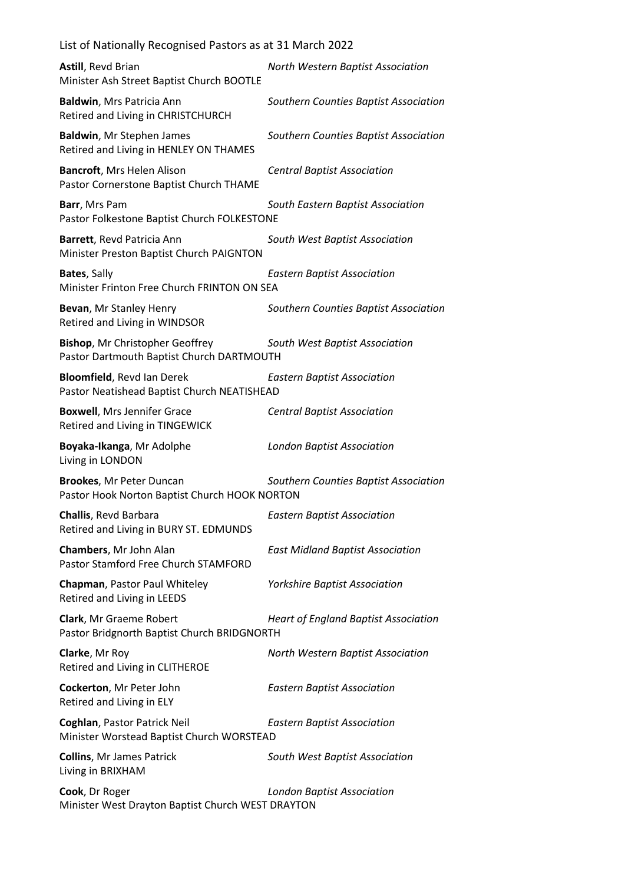List of Nationally Recognised Pastors as at 31 March 2022

**Astill**, Revd Brian *North Western Baptist Association*
Minister Ash Street Baptist Church BOOTLE

**Baldwin**, Mrs Patricia Ann *Southern Counties Baptist Association*
Retired and Living in CHRISTCHURCH

**Baldwin**, Mr Stephen James *Southern Counties Baptist Association*
Retired and Living in HENLEY ON THAMES

**Bancroft**, Mrs Helen Alison *Central Baptist Association*
Pastor Cornerstone Baptist Church THAME

**Barr**, Mrs Pam *South Eastern Baptist Association*
Pastor Folkestone Baptist Church FOLKESTONE

**Barrett**, Revd Patricia Ann *South West Baptist Association*
Minister Preston Baptist Church PAIGNTON

**Bates**, Sally *Eastern Baptist Association*
Minister Frinton Free Church FRINTON ON SEA

**Bevan**, Mr Stanley Henry *Southern Counties Baptist Association*
Retired and Living in WINDSOR

**Bishop**, Mr Christopher Geoffrey *South West Baptist Association*
Pastor Dartmouth Baptist Church DARTMOUTH

**Bloomfield**, Revd Ian Derek *Eastern Baptist Association*
Pastor Neatishead Baptist Church NEATISHEAD

**Boxwell**, Mrs Jennifer Grace *Central Baptist Association*
Retired and Living in TINGEWICK

**Boyaka-Ikanga**, Mr Adolphe *London Baptist Association*
Living in LONDON

**Brookes**, Mr Peter Duncan *Southern Counties Baptist Association*
Pastor Hook Norton Baptist Church HOOK NORTON

**Challis**, Revd Barbara *Eastern Baptist Association*
Retired and Living in BURY ST. EDMUNDS

**Chambers**, Mr John Alan *East Midland Baptist Association*
Pastor Stamford Free Church STAMFORD

**Chapman**, Pastor Paul Whiteley *Yorkshire Baptist Association*
Retired and Living in LEEDS

**Clark**, Mr Graeme Robert *Heart of England Baptist Association*
Pastor Bridgnorth Baptist Church BRIDGNORTH

**Clarke**, Mr Roy *North Western Baptist Association*
Retired and Living in CLITHEROE

**Cockerton**, Mr Peter John *Eastern Baptist Association*
Retired and Living in ELY

**Coghlan**, Pastor Patrick Neil *Eastern Baptist Association*
Minister Worstead Baptist Church WORSTEAD

**Collins**, Mr James Patrick *South West Baptist Association*
Living in BRIXHAM

**Cook**, Dr Roger *London Baptist Association*
Minister West Drayton Baptist Church WEST DRAYTON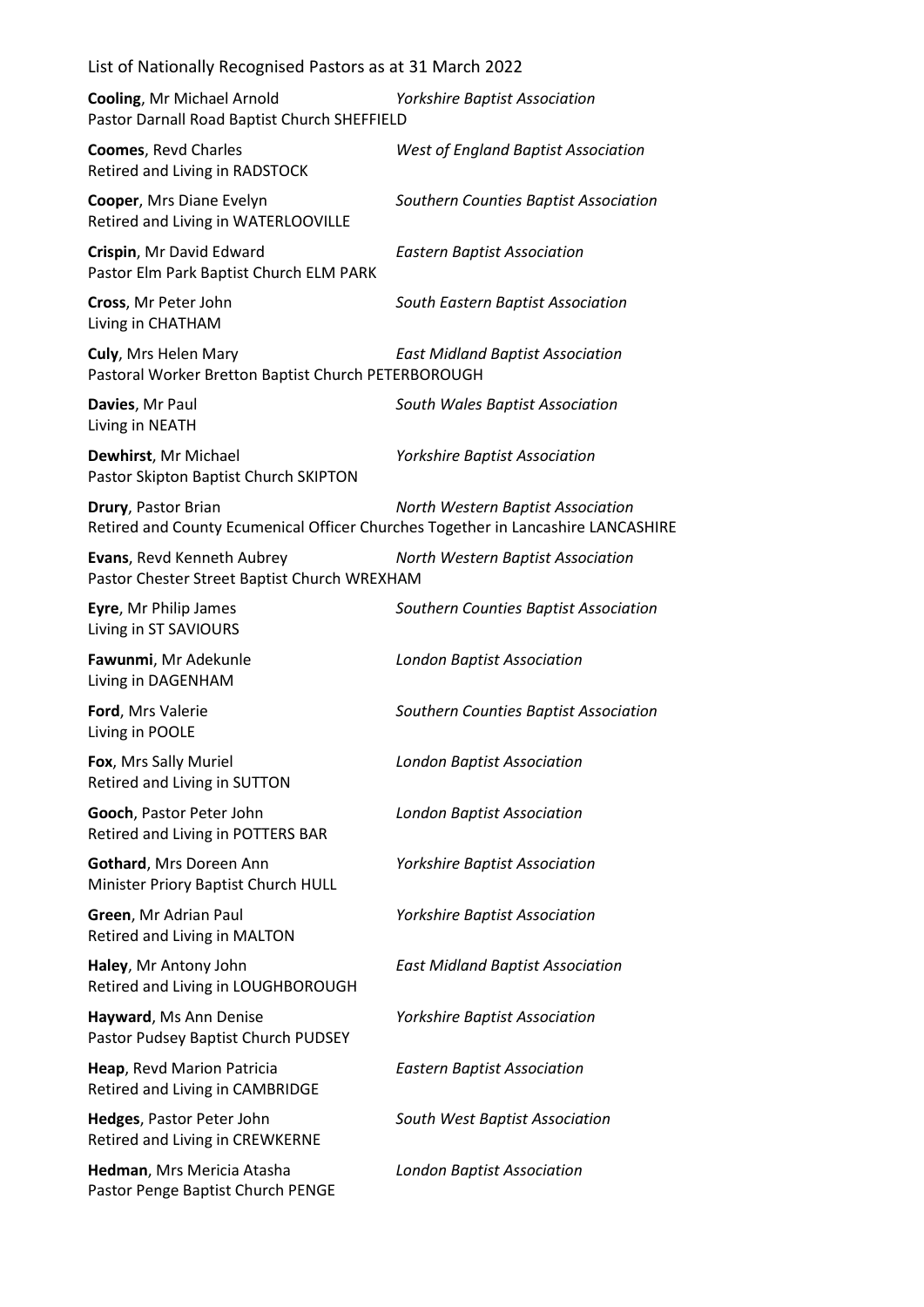List of Nationally Recognised Pastors as at 31 March 2022

**Cooling**, Mr Michael Arnold *Yorkshire Baptist Association*
Pastor Darnall Road Baptist Church SHEFFIELD

**Coomes**, Revd Charles *West of England Baptist Association*
Retired and Living in RADSTOCK

**Cooper**, Mrs Diane Evelyn *Southern Counties Baptist Association*
Retired and Living in WATERLOOVILLE

**Crispin**, Mr David Edward *Eastern Baptist Association*
Pastor Elm Park Baptist Church ELM PARK

**Cross**, Mr Peter John *South Eastern Baptist Association*
Living in CHATHAM

**Culy**, Mrs Helen Mary *East Midland Baptist Association*
Pastoral Worker Bretton Baptist Church PETERBOROUGH

**Davies**, Mr Paul *South Wales Baptist Association*
Living in NEATH

**Dewhirst**, Mr Michael *Yorkshire Baptist Association*
Pastor Skipton Baptist Church SKIPTON

**Drury**, Pastor Brian *North Western Baptist Association*
Retired and County Ecumenical Officer Churches Together in Lancashire LANCASHIRE

**Evans**, Revd Kenneth Aubrey *North Western Baptist Association*
Pastor Chester Street Baptist Church WREXHAM

**Eyre**, Mr Philip James *Southern Counties Baptist Association*
Living in ST SAVIOURS

**Fawunmi**, Mr Adekunle *London Baptist Association*
Living in DAGENHAM

**Ford**, Mrs Valerie *Southern Counties Baptist Association*
Living in POOLE

**Fox**, Mrs Sally Muriel *London Baptist Association*
Retired and Living in SUTTON

**Gooch**, Pastor Peter John *London Baptist Association*
Retired and Living in POTTERS BAR

**Gothard**, Mrs Doreen Ann *Yorkshire Baptist Association*
Minister Priory Baptist Church HULL

**Green**, Mr Adrian Paul *Yorkshire Baptist Association*
Retired and Living in MALTON

**Haley**, Mr Antony John *East Midland Baptist Association*
Retired and Living in LOUGHBOROUGH

**Hayward**, Ms Ann Denise *Yorkshire Baptist Association*
Pastor Pudsey Baptist Church PUDSEY

**Heap**, Revd Marion Patricia *Eastern Baptist Association*
Retired and Living in CAMBRIDGE

**Hedges**, Pastor Peter John *South West Baptist Association*
Retired and Living in CREWKERNE

**Hedman**, Mrs Mericia Atasha *London Baptist Association*
Pastor Penge Baptist Church PENGE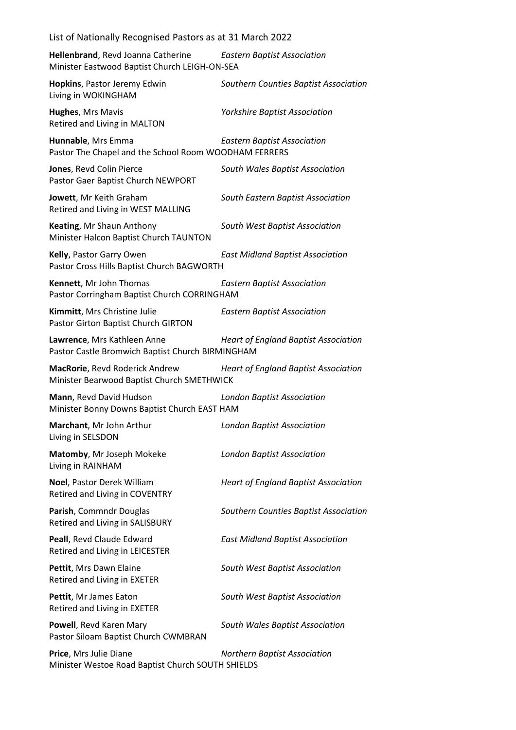List of Nationally Recognised Pastors as at 31 March 2022

**Hellenbrand**, Revd Joanna Catherine *Eastern Baptist Association*
Minister Eastwood Baptist Church LEIGH-ON-SEA

**Hopkins**, Pastor Jeremy Edwin *Southern Counties Baptist Association*
Living in WOKINGHAM

**Hughes**, Mrs Mavis *Yorkshire Baptist Association*
Retired and Living in MALTON

**Hunnable**, Mrs Emma *Eastern Baptist Association*
Pastor The Chapel and the School Room WOODHAM FERRERS

**Jones**, Revd Colin Pierce *South Wales Baptist Association*
Pastor Gaer Baptist Church NEWPORT

**Jowett**, Mr Keith Graham *South Eastern Baptist Association*
Retired and Living in WEST MALLING

**Keating**, Mr Shaun Anthony *South West Baptist Association*
Minister Halcon Baptist Church TAUNTON

**Kelly**, Pastor Garry Owen *East Midland Baptist Association*
Pastor Cross Hills Baptist Church BAGWORTH

**Kennett**, Mr John Thomas *Eastern Baptist Association*
Pastor Corringham Baptist Church CORRINGHAM

**Kimmitt**, Mrs Christine Julie *Eastern Baptist Association*
Pastor Girton Baptist Church GIRTON

**Lawrence**, Mrs Kathleen Anne *Heart of England Baptist Association*
Pastor Castle Bromwich Baptist Church BIRMINGHAM

**MacRorie**, Revd Roderick Andrew *Heart of England Baptist Association*
Minister Bearwood Baptist Church SMETHWICK

**Mann**, Revd David Hudson *London Baptist Association*
Minister Bonny Downs Baptist Church EAST HAM

**Marchant**, Mr John Arthur *London Baptist Association*
Living in SELSDON

**Matomby**, Mr Joseph Mokeke *London Baptist Association*
Living in RAINHAM

**Noel**, Pastor Derek William *Heart of England Baptist Association*
Retired and Living in COVENTRY

**Parish**, Commndr Douglas *Southern Counties Baptist Association*
Retired and Living in SALISBURY

**Peall**, Revd Claude Edward *East Midland Baptist Association*
Retired and Living in LEICESTER

**Pettit**, Mrs Dawn Elaine *South West Baptist Association*
Retired and Living in EXETER

**Pettit**, Mr James Eaton *South West Baptist Association*
Retired and Living in EXETER

**Powell**, Revd Karen Mary *South Wales Baptist Association*
Pastor Siloam Baptist Church CWMBRAN

**Price**, Mrs Julie Diane *Northern Baptist Association*
Minister Westoe Road Baptist Church SOUTH SHIELDS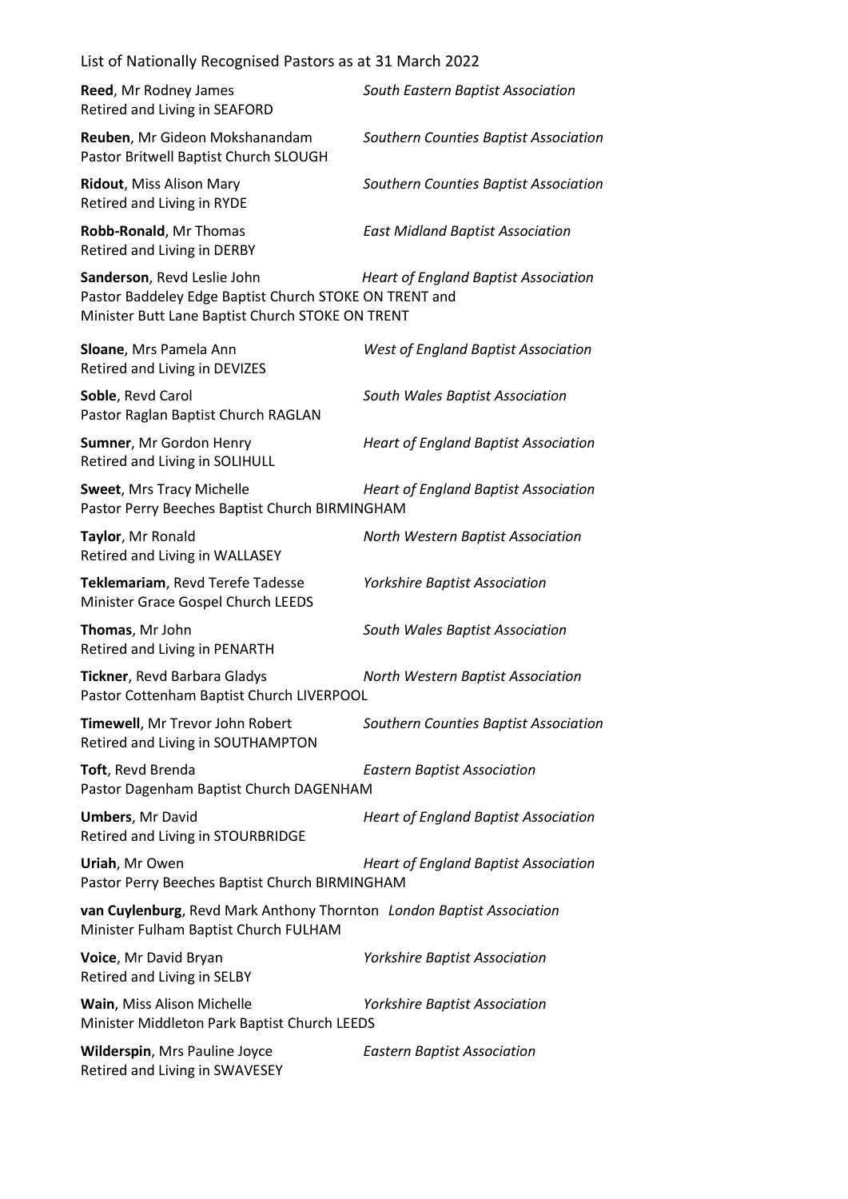List of Nationally Recognised Pastors as at 31 March 2022

**Reed**, Mr Rodney James — *South Eastern Baptist Association*
Retired and Living in SEAFORD

**Reuben**, Mr Gideon Mokshanandam — *Southern Counties Baptist Association*
Pastor Britwell Baptist Church SLOUGH

**Ridout**, Miss Alison Mary — *Southern Counties Baptist Association*
Retired and Living in RYDE

**Robb-Ronald**, Mr Thomas — *East Midland Baptist Association*
Retired and Living in DERBY

**Sanderson**, Revd Leslie John — *Heart of England Baptist Association*
Pastor Baddeley Edge Baptist Church STOKE ON TRENT and
Minister Butt Lane Baptist Church STOKE ON TRENT

**Sloane**, Mrs Pamela Ann — *West of England Baptist Association*
Retired and Living in DEVIZES

**Soble**, Revd Carol — *South Wales Baptist Association*
Pastor Raglan Baptist Church RAGLAN

**Sumner**, Mr Gordon Henry — *Heart of England Baptist Association*
Retired and Living in SOLIHULL

**Sweet**, Mrs Tracy Michelle — *Heart of England Baptist Association*
Pastor Perry Beeches Baptist Church BIRMINGHAM

**Taylor**, Mr Ronald — *North Western Baptist Association*
Retired and Living in WALLASEY

**Teklemariam**, Revd Terefe Tadesse — *Yorkshire Baptist Association*
Minister Grace Gospel Church LEEDS

**Thomas**, Mr John — *South Wales Baptist Association*
Retired and Living in PENARTH

**Tickner**, Revd Barbara Gladys — *North Western Baptist Association*
Pastor Cottenham Baptist Church LIVERPOOL

**Timewell**, Mr Trevor John Robert — *Southern Counties Baptist Association*
Retired and Living in SOUTHAMPTON

**Toft**, Revd Brenda — *Eastern Baptist Association*
Pastor Dagenham Baptist Church DAGENHAM

**Umbers**, Mr David — *Heart of England Baptist Association*
Retired and Living in STOURBRIDGE

**Uriah**, Mr Owen — *Heart of England Baptist Association*
Pastor Perry Beeches Baptist Church BIRMINGHAM

**van Cuylenburg**, Revd Mark Anthony Thornton — *London Baptist Association*
Minister Fulham Baptist Church FULHAM

**Voice**, Mr David Bryan — *Yorkshire Baptist Association*
Retired and Living in SELBY

**Wain**, Miss Alison Michelle — *Yorkshire Baptist Association*
Minister Middleton Park Baptist Church LEEDS

**Wilderspin**, Mrs Pauline Joyce — *Eastern Baptist Association*
Retired and Living in SWAVESEY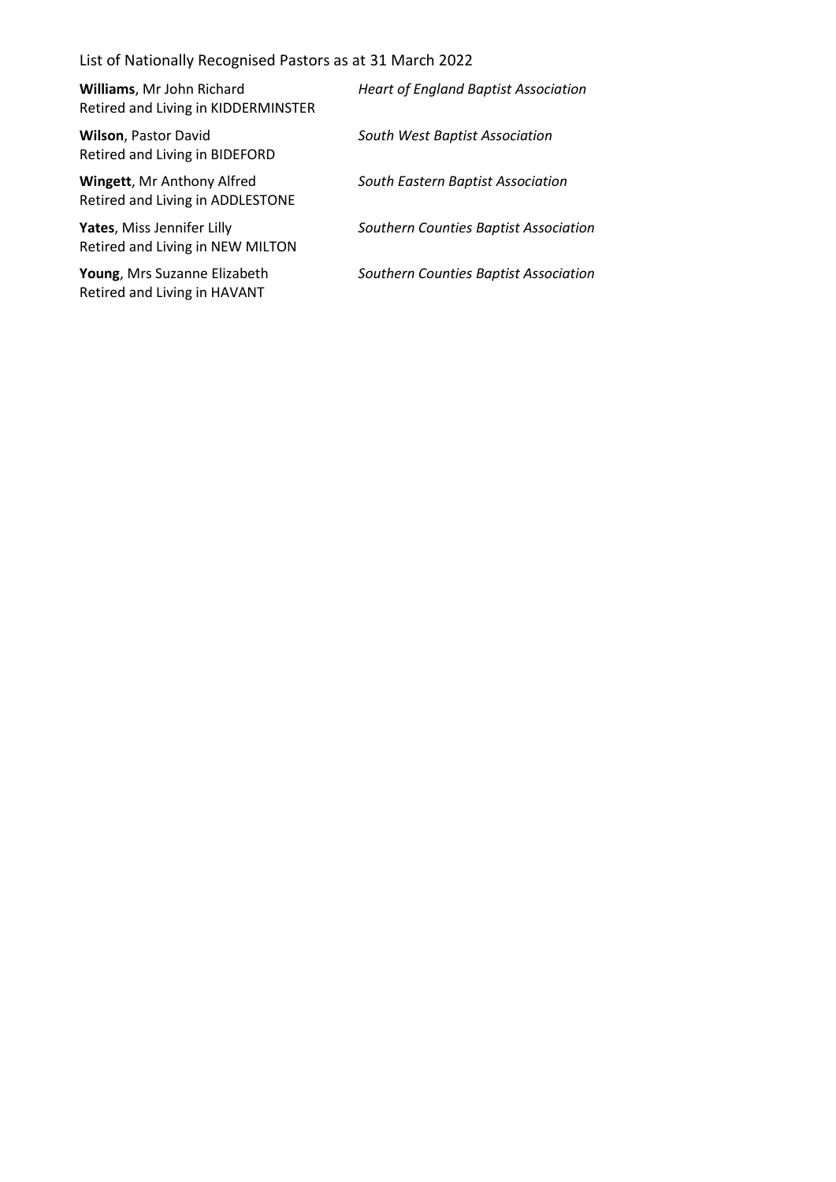List of Nationally Recognised Pastors as at 31 March 2022

| | |
|---|---|
| **Williams**, Mr John Richard<br>Retired and Living in KIDDERMINSTER | *Heart of England Baptist Association* |
| **Wilson**, Pastor David<br>Retired and Living in BIDEFORD | *South West Baptist Association* |
| **Wingett**, Mr Anthony Alfred<br>Retired and Living in ADDLESTONE | *South Eastern Baptist Association* |
| **Yates**, Miss Jennifer Lilly<br>Retired and Living in NEW MILTON | *Southern Counties Baptist Association* |
| **Young**, Mrs Suzanne Elizabeth<br>Retired and Living in HAVANT | *Southern Counties Baptist Association* |